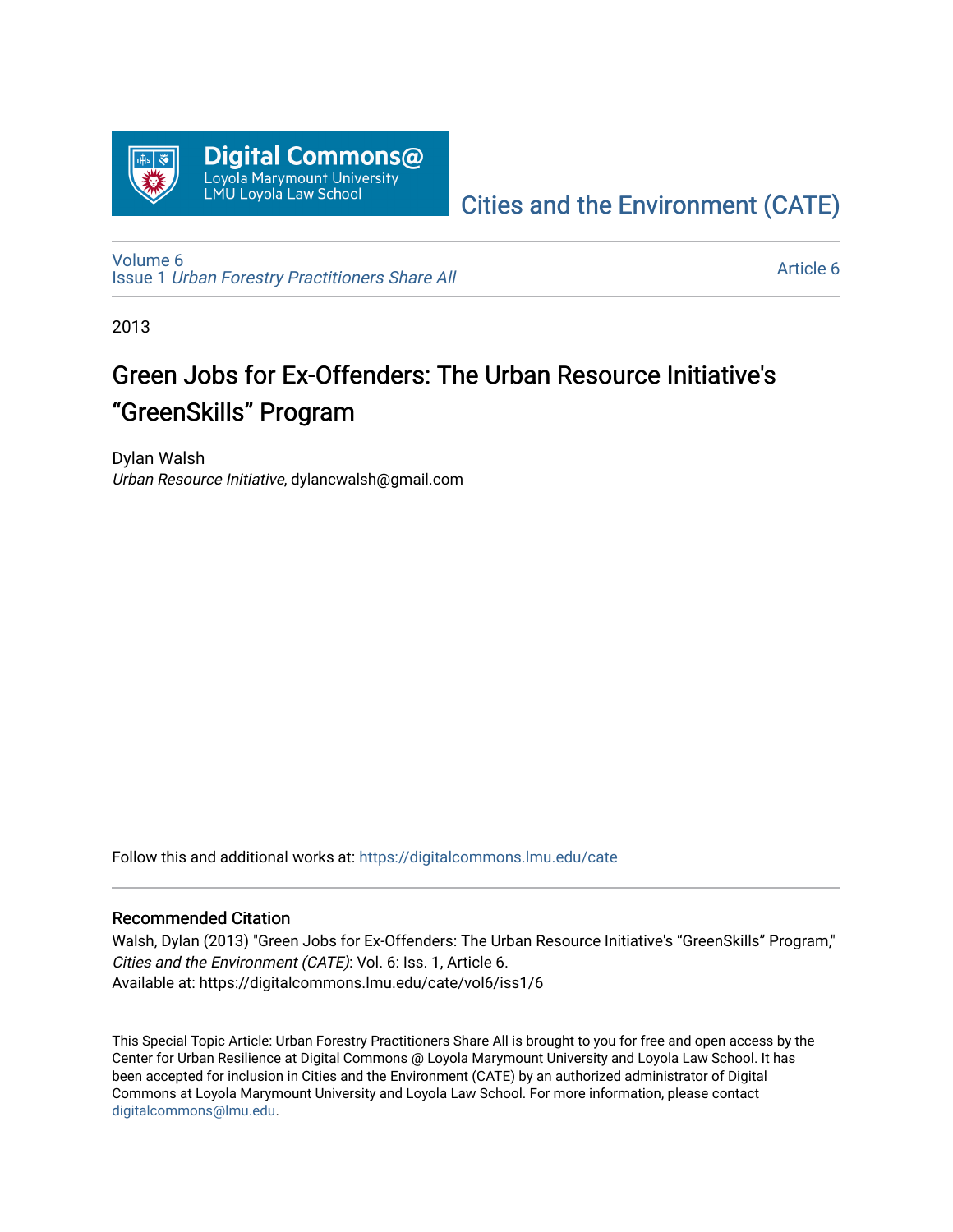Digital Commons@ Loyola Marymount University LMU Loyola Law School

Cities and the Environment (CATE)

Volume 6
Issue 1 *Urban Forestry Practitioners Share All*

Article 6

2013

# Green Jobs for Ex-Offenders: The Urban Resource Initiative's "GreenSkills" Program

Dylan Walsh
*Urban Resource Initiative*, dylancwalsh@gmail.com

Follow this and additional works at: https://digitalcommons.lmu.edu/cate

## Recommended Citation

Walsh, Dylan (2013) "Green Jobs for Ex-Offenders: The Urban Resource Initiative's "GreenSkills" Program," *Cities and the Environment (CATE)*: Vol. 6: Iss. 1, Article 6.
Available at: https://digitalcommons.lmu.edu/cate/vol6/iss1/6

This Special Topic Article: Urban Forestry Practitioners Share All is brought to you for free and open access by the Center for Urban Resilience at Digital Commons @ Loyola Marymount University and Loyola Law School. It has been accepted for inclusion in Cities and the Environment (CATE) by an authorized administrator of Digital Commons at Loyola Marymount University and Loyola Law School. For more information, please contact digitalcommons@lmu.edu.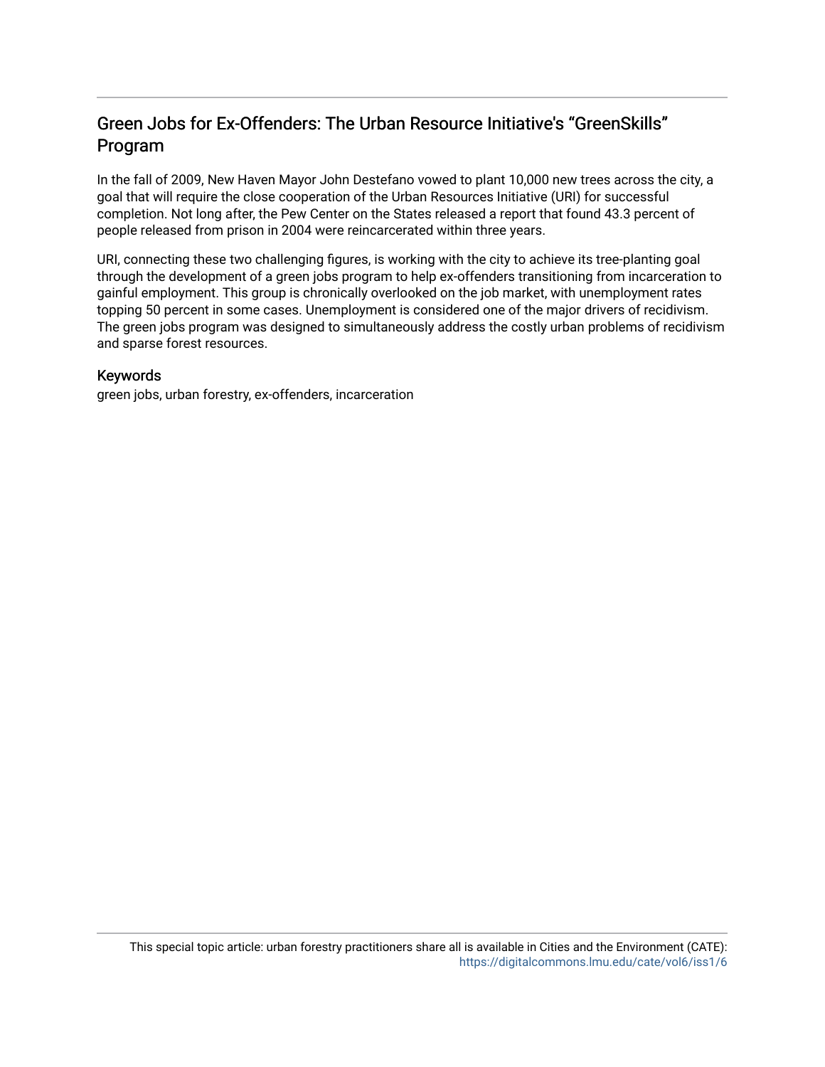## Green Jobs for Ex-Offenders: The Urban Resource Initiative's "GreenSkills" Program

In the fall of 2009, New Haven Mayor John Destefano vowed to plant 10,000 new trees across the city, a goal that will require the close cooperation of the Urban Resources Initiative (URI) for successful completion. Not long after, the Pew Center on the States released a report that found 43.3 percent of people released from prison in 2004 were reincarcerated within three years.

URI, connecting these two challenging figures, is working with the city to achieve its tree-planting goal through the development of a green jobs program to help ex-offenders transitioning from incarceration to gainful employment. This group is chronically overlooked on the job market, with unemployment rates topping 50 percent in some cases. Unemployment is considered one of the major drivers of recidivism. The green jobs program was designed to simultaneously address the costly urban problems of recidivism and sparse forest resources.

### Keywords

green jobs, urban forestry, ex-offenders, incarceration

This special topic article: urban forestry practitioners share all is available in Cities and the Environment (CATE): https://digitalcommons.lmu.edu/cate/vol6/iss1/6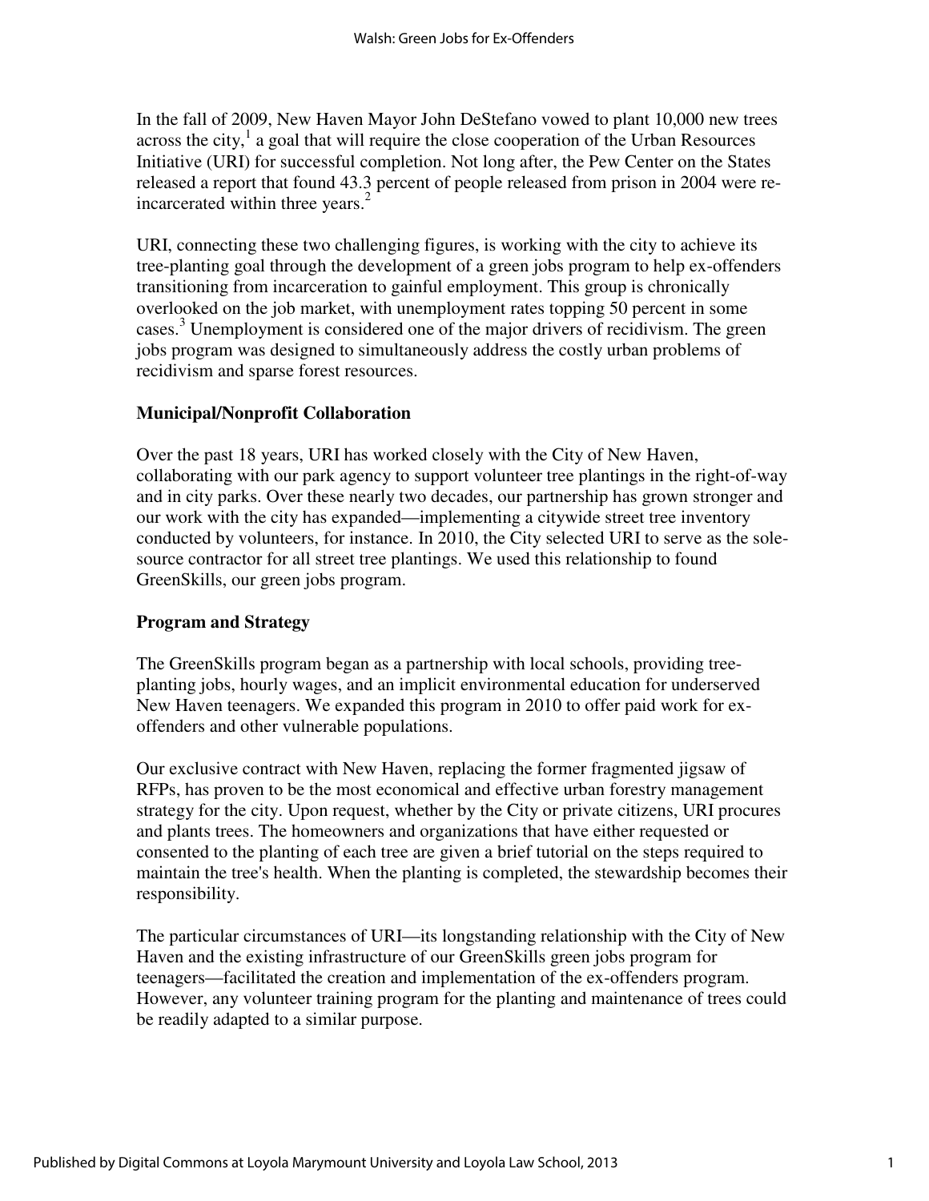In the fall of 2009, New Haven Mayor John DeStefano vowed to plant 10,000 new trees across the city,[1] a goal that will require the close cooperation of the Urban Resources Initiative (URI) for successful completion. Not long after, the Pew Center on the States released a report that found 43.3 percent of people released from prison in 2004 were re-incarcerated within three years.[2]

URI, connecting these two challenging figures, is working with the city to achieve its tree-planting goal through the development of a green jobs program to help ex-offenders transitioning from incarceration to gainful employment. This group is chronically overlooked on the job market, with unemployment rates topping 50 percent in some cases.[3] Unemployment is considered one of the major drivers of recidivism. The green jobs program was designed to simultaneously address the costly urban problems of recidivism and sparse forest resources.

**Municipal/Nonprofit Collaboration**

Over the past 18 years, URI has worked closely with the City of New Haven, collaborating with our park agency to support volunteer tree plantings in the right-of-way and in city parks. Over these nearly two decades, our partnership has grown stronger and our work with the city has expanded—implementing a citywide street tree inventory conducted by volunteers, for instance. In 2010, the City selected URI to serve as the sole-source contractor for all street tree plantings. We used this relationship to found GreenSkills, our green jobs program.

**Program and Strategy**

The GreenSkills program began as a partnership with local schools, providing tree-planting jobs, hourly wages, and an implicit environmental education for underserved New Haven teenagers. We expanded this program in 2010 to offer paid work for ex-offenders and other vulnerable populations.

Our exclusive contract with New Haven, replacing the former fragmented jigsaw of RFPs, has proven to be the most economical and effective urban forestry management strategy for the city. Upon request, whether by the City or private citizens, URI procures and plants trees. The homeowners and organizations that have either requested or consented to the planting of each tree are given a brief tutorial on the steps required to maintain the tree's health. When the planting is completed, the stewardship becomes their responsibility.

The particular circumstances of URI—its longstanding relationship with the City of New Haven and the existing infrastructure of our GreenSkills green jobs program for teenagers—facilitated the creation and implementation of the ex-offenders program. However, any volunteer training program for the planting and maintenance of trees could be readily adapted to a similar purpose.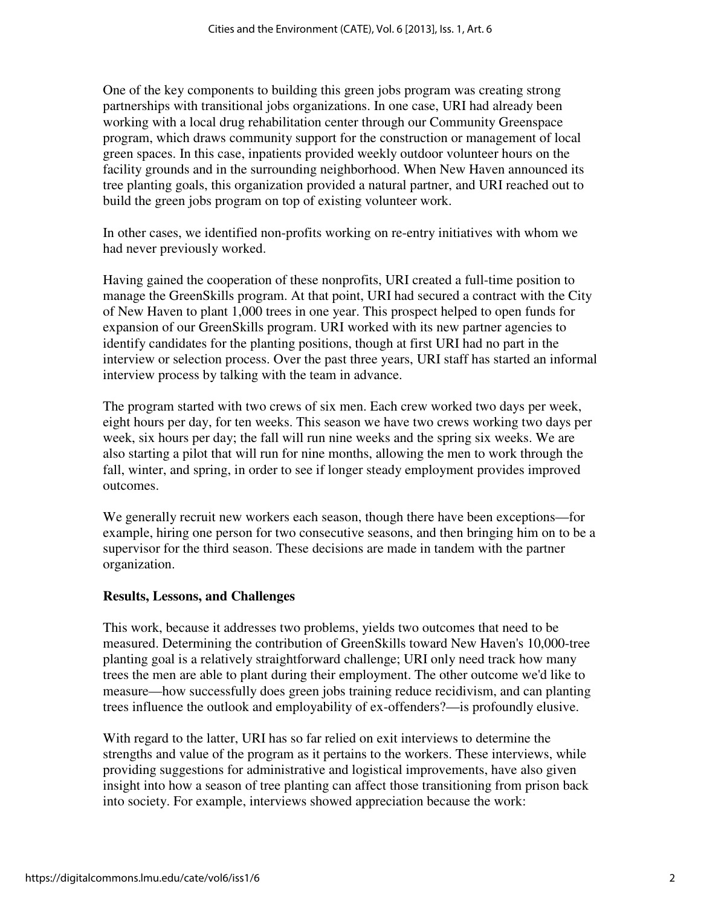One of the key components to building this green jobs program was creating strong partnerships with transitional jobs organizations. In one case, URI had already been working with a local drug rehabilitation center through our Community Greenspace program, which draws community support for the construction or management of local green spaces. In this case, inpatients provided weekly outdoor volunteer hours on the facility grounds and in the surrounding neighborhood. When New Haven announced its tree planting goals, this organization provided a natural partner, and URI reached out to build the green jobs program on top of existing volunteer work.

In other cases, we identified non-profits working on re-entry initiatives with whom we had never previously worked.

Having gained the cooperation of these nonprofits, URI created a full-time position to manage the GreenSkills program. At that point, URI had secured a contract with the City of New Haven to plant 1,000 trees in one year. This prospect helped to open funds for expansion of our GreenSkills program. URI worked with its new partner agencies to identify candidates for the planting positions, though at first URI had no part in the interview or selection process. Over the past three years, URI staff has started an informal interview process by talking with the team in advance.

The program started with two crews of six men. Each crew worked two days per week, eight hours per day, for ten weeks. This season we have two crews working two days per week, six hours per day; the fall will run nine weeks and the spring six weeks. We are also starting a pilot that will run for nine months, allowing the men to work through the fall, winter, and spring, in order to see if longer steady employment provides improved outcomes.

We generally recruit new workers each season, though there have been exceptions—for example, hiring one person for two consecutive seasons, and then bringing him on to be a supervisor for the third season. These decisions are made in tandem with the partner organization.

**Results, Lessons, and Challenges**

This work, because it addresses two problems, yields two outcomes that need to be measured. Determining the contribution of GreenSkills toward New Haven's 10,000-tree planting goal is a relatively straightforward challenge; URI only need track how many trees the men are able to plant during their employment. The other outcome we'd like to measure—how successfully does green jobs training reduce recidivism, and can planting trees influence the outlook and employability of ex-offenders?—is profoundly elusive.

With regard to the latter, URI has so far relied on exit interviews to determine the strengths and value of the program as it pertains to the workers. These interviews, while providing suggestions for administrative and logistical improvements, have also given insight into how a season of tree planting can affect those transitioning from prison back into society. For example, interviews showed appreciation because the work: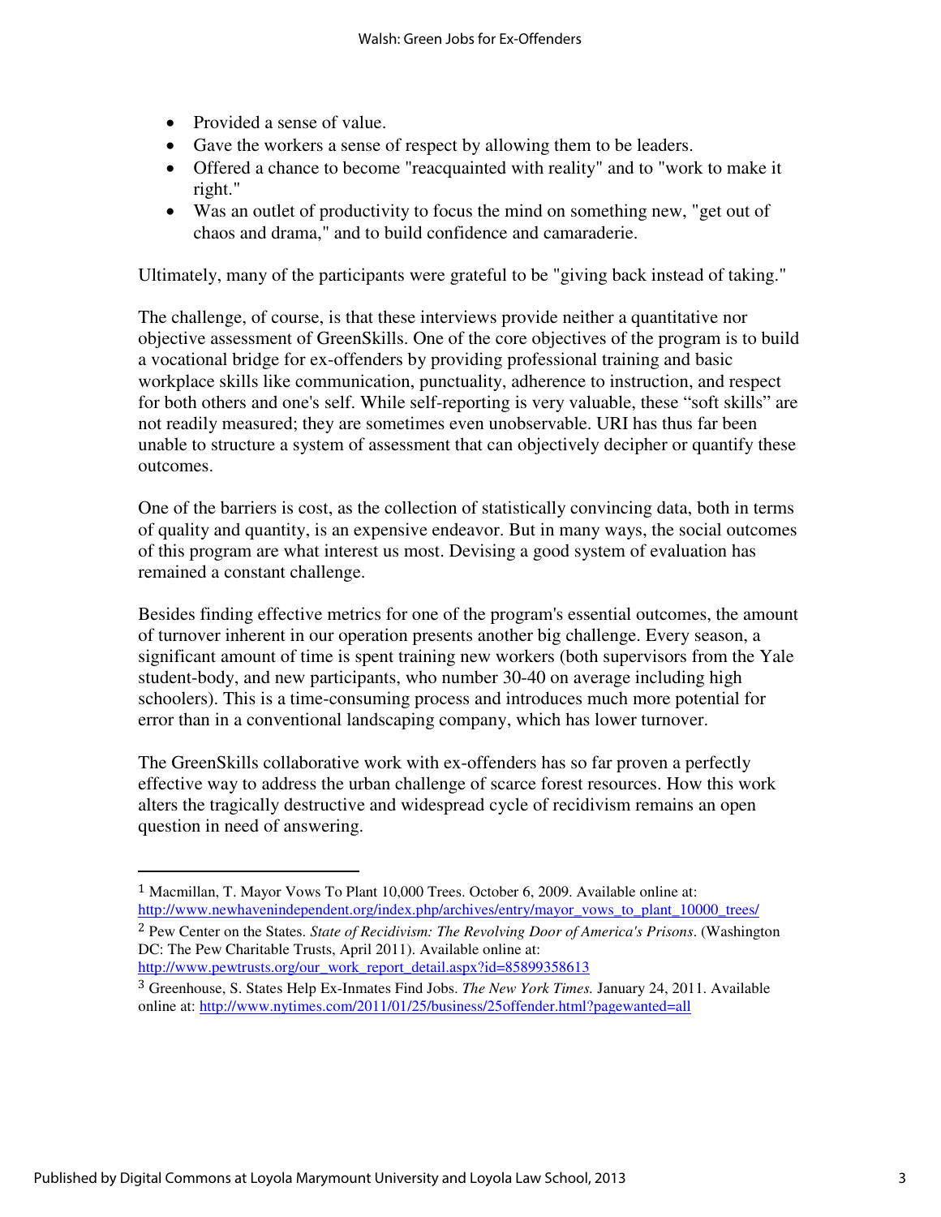- Provided a sense of value.
- Gave the workers a sense of respect by allowing them to be leaders.
- Offered a chance to become "reacquainted with reality" and to "work to make it right."
- Was an outlet of productivity to focus the mind on something new, "get out of chaos and drama," and to build confidence and camaraderie.

Ultimately, many of the participants were grateful to be "giving back instead of taking."

The challenge, of course, is that these interviews provide neither a quantitative nor objective assessment of GreenSkills. One of the core objectives of the program is to build a vocational bridge for ex-offenders by providing professional training and basic workplace skills like communication, punctuality, adherence to instruction, and respect for both others and one's self. While self-reporting is very valuable, these "soft skills" are not readily measured; they are sometimes even unobservable. URI has thus far been unable to structure a system of assessment that can objectively decipher or quantify these outcomes.

One of the barriers is cost, as the collection of statistically convincing data, both in terms of quality and quantity, is an expensive endeavor. But in many ways, the social outcomes of this program are what interest us most. Devising a good system of evaluation has remained a constant challenge.

Besides finding effective metrics for one of the program's essential outcomes, the amount of turnover inherent in our operation presents another big challenge. Every season, a significant amount of time is spent training new workers (both supervisors from the Yale student-body, and new participants, who number 30-40 on average including high schoolers). This is a time-consuming process and introduces much more potential for error than in a conventional landscaping company, which has lower turnover.

The GreenSkills collaborative work with ex-offenders has so far proven a perfectly effective way to address the urban challenge of scarce forest resources. How this work alters the tragically destructive and widespread cycle of recidivism remains an open question in need of answering.

---

[1] Macmillan, T. Mayor Vows To Plant 10,000 Trees. October 6, 2009. Available online at: http://www.newhavenindependent.org/index.php/archives/entry/mayor_vows_to_plant_10000_trees/

[2] Pew Center on the States. *State of Recidivism: The Revolving Door of America's Prisons*. (Washington DC: The Pew Charitable Trusts, April 2011). Available online at: http://www.pewtrusts.org/our_work_report_detail.aspx?id=85899358613

[3] Greenhouse, S. States Help Ex-Inmates Find Jobs. *The New York Times.* January 24, 2011. Available online at: http://www.nytimes.com/2011/01/25/business/25offender.html?pagewanted=all